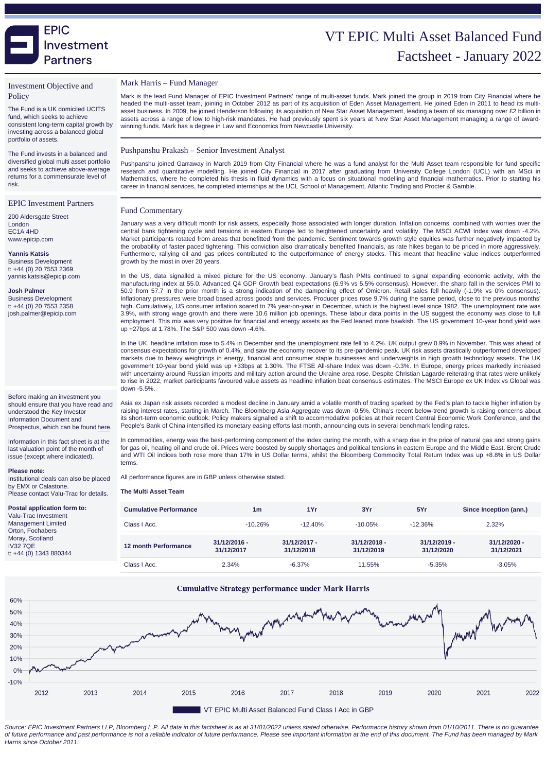# VT EPIC Multi Asset Balanced Fund

## Factsheet - January 2022

EPIC Investment Partners

## Investment Objective and Policy

The Fund is a UK domiciled UCITS fund, which seeks to achieve consistent long-term capital growth by investing across a balanced global portfolio of assets.

The Fund invests in a balanced and diversified global multi asset portfolio and seeks to achieve above-average returns for a commensurate level of risk.

## EPIC Investment Partners

200 Aldersgate Street
London
EC1A 4HD
www.epicip.com

**Yannis Katsis**
Business Development
t: +44 (0) 20 7553 2369
yannis.katsis@epicip.com

**Josh Palmer**
Business Development
t: +44 (0) 20 7553 2358
josh.palmer@epicip.com

Before making an investment you should ensure that you have read and understood the Key Investor Information Document and Prospectus, which can be found here.

Information in this fact sheet is at the last valuation point of the month of issue (except where indicated).

**Please note:**
Institutional deals can also be placed by EMX or Calastone.
Please contact Valu-Trac for details.

**Postal application form to:**
Valu-Trac Investment Management Limited
Orton, Fochabers
Moray, Scotland
IV32 7QE
t: +44 (0) 1343 880344

## Mark Harris – Fund Manager

Mark is the lead Fund Manager of EPIC Investment Partners' range of multi-asset funds. Mark joined the group in 2019 from City Financial where he headed the multi-asset team, joining in October 2012 as part of its acquisition of Eden Asset Management. He joined Eden in 2011 to head its multi-asset business. In 2009, he joined Henderson following its acquisition of New Star Asset Management, leading a team of six managing over £2 billion in assets across a range of low to high-risk mandates. He had previously spent six years at New Star Asset Management managing a range of award-winning funds. Mark has a degree in Law and Economics from Newcastle University.

## Pushpanshu Prakash – Senior Investment Analyst

Pushpanshu joined Garraway in March 2019 from City Financial where he was a fund analyst for the Multi Asset team responsible for fund specific research and quantitative modelling. He joined City Financial in 2017 after graduating from University College London (UCL) with an MSci in Mathematics, where he completed his thesis in fluid dynamics with a focus on situational modelling and financial mathematics. Prior to starting his career in financial services, he completed internships at the UCL School of Management, Atlantic Trading and Procter & Gamble.

## Fund Commentary

January was a very difficult month for risk assets, especially those associated with longer duration. Inflation concerns, combined with worries over the central bank tightening cycle and tensions in eastern Europe led to heightened uncertainty and volatility. The MSCI ACWI Index was down -4.2%. Market participants rotated from areas that benefitted from the pandemic. Sentiment towards growth style equities was further negatively impacted by the probability of faster paced tightening. This conviction also dramatically benefited financials, as rate hikes began to be priced in more aggressively. Furthermore, rallying oil and gas prices contributed to the outperformance of energy stocks. This meant that headline value indices outperformed growth by the most in over 20 years.

In the US, data signalled a mixed picture for the US economy. January's flash PMIs continued to signal expanding economic activity, with the manufacturing index at 55.0. Advanced Q4 GDP Growth beat expectations (6.9% vs 5.5% consensus). However, the sharp fall in the services PMI to 50.9 from 57.7 in the prior month is a strong indication of the dampening effect of Omicron. Retail sales fell heavily (-1.9% vs 0% consensus). Inflationary pressures were broad based across goods and services. Producer prices rose 9.7% during the same period, close to the previous months' high. Cumulatively, US consumer inflation soared to 7% year-on-year in December, which is the highest level since 1982. The unemployment rate was 3.9%, with strong wage growth and there were 10.6 million job openings. These labour data points in the US suggest the economy was close to full employment. This mix was very positive for financial and energy assets as the Fed leaned more hawkish. The US government 10-year bond yield was up +27bps at 1.78%. The S&P 500 was down -4.6%.

In the UK, headline inflation rose to 5.4% in December and the unemployment rate fell to 4.2%. UK output grew 0.9% in November. This was ahead of consensus expectations for growth of 0.4%, and saw the economy recover to its pre-pandemic peak. UK risk assets drastically outperformed developed markets due to heavy weightings in energy, financial and consumer staple businesses and underweights in high growth technology assets. The UK government 10-year bond yield was up +33bps at 1.30%. The FTSE All-share Index was down -0.3%. In Europe, energy prices markedly increased with uncertainty around Russian imports and military action around the Ukraine area rose. Despite Christian Lagarde reiterating that rates were unlikely to rise in 2022, market participants favoured value assets as headline inflation beat consensus estimates. The MSCI Europe ex UK Index vs Global was down -5.5%.

Asia ex Japan risk assets recorded a modest decline in January amid a volatile month of trading sparked by the Fed's plan to tackle higher inflation by raising interest rates, starting in March. The Bloomberg Asia Aggregate was down -0.5%. China's recent below-trend growth is raising concerns about its short-term economic outlook. Policy makers signalled a shift to accommodative policies at their recent Central Economic Work Conference, and the People's Bank of China intensified its monetary easing efforts last month, announcing cuts in several benchmark lending rates.

In commodities, energy was the best-performing component of the index during the month, with a sharp rise in the price of natural gas and strong gains for gas oil, heating oil and crude oil. Prices were boosted by supply shortages and political tensions in eastern Europe and the Middle East. Brent Crude and WTI Oil indices both rose more than 17% in US Dollar terms, whilst the Bloomberg Commodity Total Return Index was up +8.8% in US Dollar terms.

All performance figures are in GBP unless otherwise stated.

**The Multi Asset Team**

| Cumulative Performance | 1m | 1Yr | 3Yr | 5Yr | Since Inception (ann.) |
|---|---|---|---|---|---|
| Class I Acc. | -10.26% | -12.40% | -10.05% | -12.36% | 2.32% |

| 12 month Performance | 31/12/2016 - 31/12/2017 | 31/12/2017 - 31/12/2018 | 31/12/2018 - 31/12/2019 | 31/12/2019 - 31/12/2020 | 31/12/2020 - 31/12/2021 |
|---|---|---|---|---|---|
| Class I Acc. | 2.34% | -6.37% | 11.55% | -5.35% | -3.05% |

**Cumulative Strategy performance under Mark Harris**

VT EPIC Multi Asset Balanced Fund Class I Acc in GBP

*Source: EPIC Investment Partners LLP, Bloomberg L.P. All data in this factsheet is as at 31/01/2022 unless stated otherwise. Performance history shown from 01/10/2011. There is no guarantee of future performance and past performance is not a reliable indicator of future performance. Please see important information at the end of this document. The Fund has been managed by Mark Harris since October 2011.*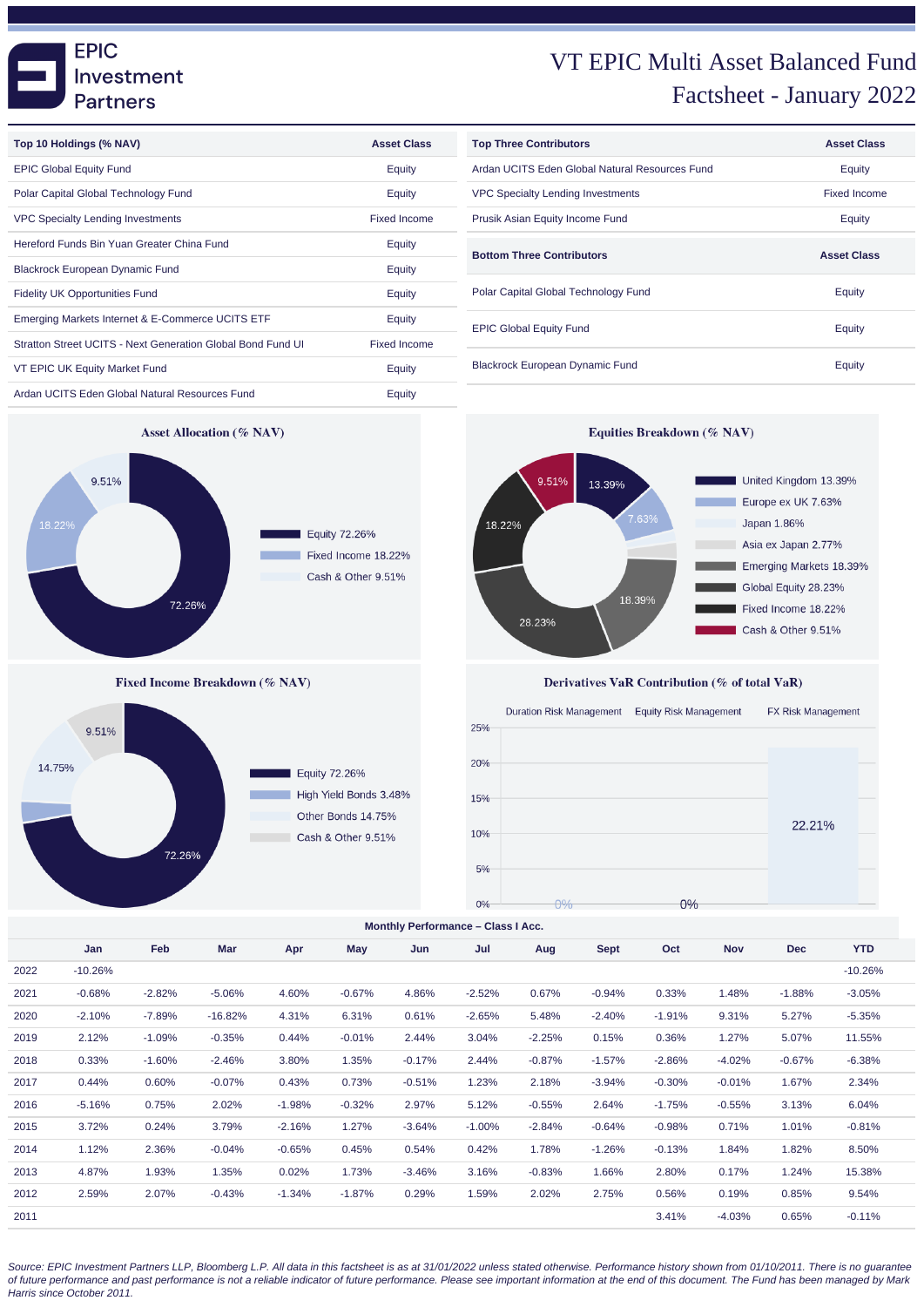# VT EPIC Multi Asset Balanced Fund
## Factsheet - January 2022

EPIC Investment Partners

| Top 10 Holdings (% NAV) | Asset Class |
|---|---|
| EPIC Global Equity Fund | Equity |
| Polar Capital Global Technology Fund | Equity |
| VPC Specialty Lending Investments | Fixed Income |
| Hereford Funds Bin Yuan Greater China Fund | Equity |
| Blackrock European Dynamic Fund | Equity |
| Fidelity UK Opportunities Fund | Equity |
| Emerging Markets Internet & E-Commerce UCITS ETF | Equity |
| Stratton Street UCITS - Next Generation Global Bond Fund UI | Fixed Income |
| VT EPIC UK Equity Market Fund | Equity |
| Ardan UCITS Eden Global Natural Resources Fund | Equity |

| Top Three Contributors | Asset Class |
|---|---|
| Ardan UCITS Eden Global Natural Resources Fund | Equity |
| VPC Specialty Lending Investments | Fixed Income |
| Prusik Asian Equity Income Fund | Equity |

| Bottom Three Contributors | Asset Class |
|---|---|
| Polar Capital Global Technology Fund | Equity |
| EPIC Global Equity Fund | Equity |
| Blackrock European Dynamic Fund | Equity |

### Asset Allocation (% NAV)

- Equity 72.26%
- Fixed Income 18.22%
- Cash & Other 9.51%

### Equities Breakdown (% NAV)

- United Kingdom 13.39%
- Europe ex UK 7.63%
- Japan 1.86%
- Asia ex Japan 2.77%
- Emerging Markets 18.39%
- Global Equity 28.23%
- Fixed Income 18.22%
- Cash & Other 9.51%

### Fixed Income Breakdown (% NAV)

- Equity 72.26%
- High Yield Bonds 3.48%
- Other Bonds 14.75%
- Cash & Other 9.51%

### Derivatives VaR Contribution (% of total VaR)

| Duration Risk Management | Equity Risk Management | FX Risk Management |
|---|---|---|
| 0% | 0% | 22.21% |

### Monthly Performance – Class I Acc.

| | Jan | Feb | Mar | Apr | May | Jun | Jul | Aug | Sept | Oct | Nov | Dec | YTD |
|---|---|---|---|---|---|---|---|---|---|---|---|---|---|
| 2022 | -10.26% | | | | | | | | | | | | -10.26% |
| 2021 | -0.68% | -2.82% | -5.06% | 4.60% | -0.67% | 4.86% | -2.52% | 0.67% | -0.94% | 0.33% | 1.48% | -1.88% | -3.05% |
| 2020 | -2.10% | -7.89% | -16.82% | 4.31% | 6.31% | 0.61% | -2.65% | 5.48% | -2.40% | -1.91% | 9.31% | 5.27% | -5.35% |
| 2019 | 2.12% | -1.09% | -0.35% | 0.44% | -0.01% | 2.44% | 3.04% | -2.25% | 0.15% | 0.36% | 1.27% | 5.07% | 11.55% |
| 2018 | 0.33% | -1.60% | -2.46% | 3.80% | 1.35% | -0.17% | 2.44% | -0.87% | -1.57% | -2.86% | -4.02% | -0.67% | -6.38% |
| 2017 | 0.44% | 0.60% | -0.07% | 0.43% | 0.73% | -0.51% | 1.23% | 2.18% | -3.94% | -0.30% | -0.01% | 1.67% | 2.34% |
| 2016 | -5.16% | 0.75% | 2.02% | -1.98% | -0.32% | 2.97% | 5.12% | -0.55% | 2.64% | -1.75% | -0.55% | 3.13% | 6.04% |
| 2015 | 3.72% | 0.24% | 3.79% | -2.16% | 1.27% | -3.64% | -1.00% | -2.84% | -0.64% | -0.98% | 0.71% | 1.01% | -0.81% |
| 2014 | 1.12% | 2.36% | -0.04% | -0.65% | 0.45% | 0.54% | 0.42% | 1.78% | -1.26% | -0.13% | 1.84% | 1.82% | 8.50% |
| 2013 | 4.87% | 1.93% | 1.35% | 0.02% | 1.73% | -3.46% | 3.16% | -0.83% | 1.66% | 2.80% | 0.17% | 1.24% | 15.38% |
| 2012 | 2.59% | 2.07% | -0.43% | -1.34% | -1.87% | 0.29% | 1.59% | 2.02% | 2.75% | 0.56% | 0.19% | 0.85% | 9.54% |
| 2011 | | | | | | | | | | 3.41% | -4.03% | 0.65% | -0.11% |

*Source: EPIC Investment Partners LLP, Bloomberg L.P. All data in this factsheet is as at 31/01/2022 unless stated otherwise. Performance history shown from 01/10/2011. There is no guarantee of future performance and past performance is not a reliable indicator of future performance. Please see important information at the end of this document. The Fund has been managed by Mark Harris since October 2011.*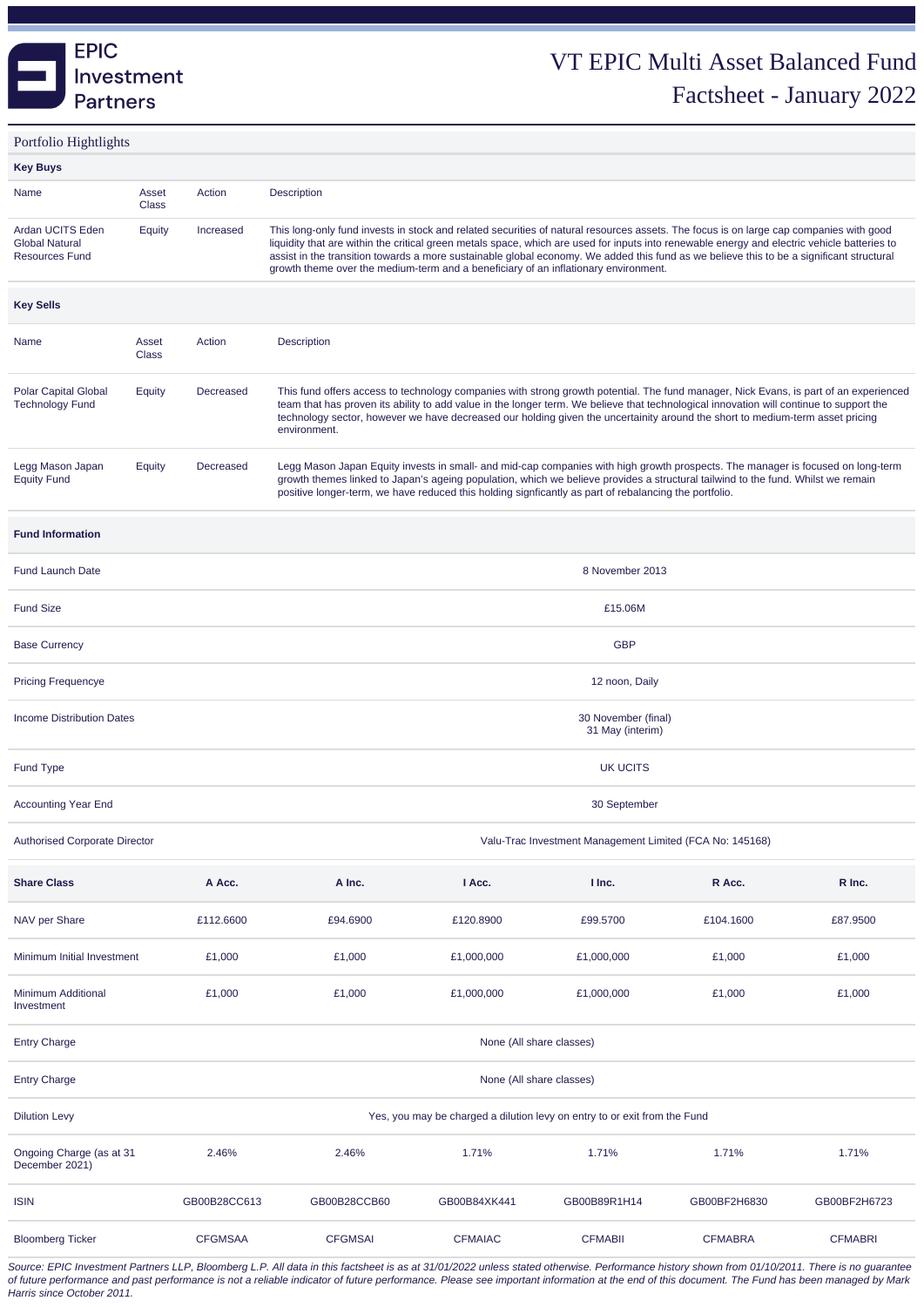# VT EPIC Multi Asset Balanced Fund Factsheet - January 2022

## Portfolio Hightlights

**Key Buys**

| Name | Asset Class | Action | Description |
|---|---|---|---|
| Ardan UCITS Eden Global Natural Resources Fund | Equity | Increased | This long-only fund invests in stock and related securities of natural resources assets. The focus is on large cap companies with good liquidity that are within the critical green metals space, which are used for inputs into renewable energy and electric vehicle batteries to assist in the transition towards a more sustainable global economy. We added this fund as we believe this to be a significant structural growth theme over the medium-term and a beneficiary of an inflationary environment. |

**Key Sells**

| Name | Asset Class | Action | Description |
|---|---|---|---|
| Polar Capital Global Technology Fund | Equity | Decreased | This fund offers access to technology companies with strong growth potential. The fund manager, Nick Evans, is part of an experienced team that has proven its ability to add value in the longer term. We believe that technological innovation will continue to support the technology sector, however we have decreased our holding given the uncertainty around the short to medium-term asset pricing environment. |
| Legg Mason Japan Equity Fund | Equity | Decreased | Legg Mason Japan Equity invests in small- and mid-cap companies with high growth prospects. The manager is focused on long-term growth themes linked to Japan's ageing population, which we believe provides a structural tailwind to the fund. Whilst we remain positive longer-term, we have reduced this holding signficantly as part of rebalancing the portfolio. |

**Fund Information**

| | |
|---|---|
| Fund Launch Date | 8 November 2013 |
| Fund Size | £15.06M |
| Base Currency | GBP |
| Pricing Frequencye | 12 noon, Daily |
| Income Distribution Dates | 30 November (final)<br>31 May (interim) |
| Fund Type | UK UCITS |
| Accounting Year End | 30 September |
| Authorised Corporate Director | Valu-Trac Investment Management Limited (FCA No: 145168) |

| Share Class | A Acc. | A Inc. | I Acc. | I Inc. | R Acc. | R Inc. |
|---|---|---|---|---|---|---|
| NAV per Share | £112.6600 | £94.6900 | £120.8900 | £99.5700 | £104.1600 | £87.9500 |
| Minimum Initial Investment | £1,000 | £1,000 | £1,000,000 | £1,000,000 | £1,000 | £1,000 |
| Minimum Additional Investment | £1,000 | £1,000 | £1,000,000 | £1,000,000 | £1,000 | £1,000 |
| Entry Charge | None (All share classes) | | | | | |
| Entry Charge | None (All share classes) | | | | | |
| Dilution Levy | Yes, you may be charged a dilution levy on entry to or exit from the Fund | | | | | |
| Ongoing Charge (as at 31 December 2021) | 2.46% | 2.46% | 1.71% | 1.71% | 1.71% | 1.71% |
| ISIN | GB00B28CC613 | GB00B28CCB60 | GB00B84XK441 | GB00B89R1H14 | GB00BF2H6830 | GB00BF2H6723 |
| Bloomberg Ticker | CFGMSAA | CFGMSAI | CFMAIAC | CFMABII | CFMABRA | CFMABRI |

*Source: EPIC Investment Partners LLP, Bloomberg L.P. All data in this factsheet is as at 31/01/2022 unless stated otherwise. Performance history shown from 01/10/2011. There is no guarantee of future performance and past performance is not a reliable indicator of future performance. Please see important information at the end of this document. The Fund has been managed by Mark Harris since October 2011.*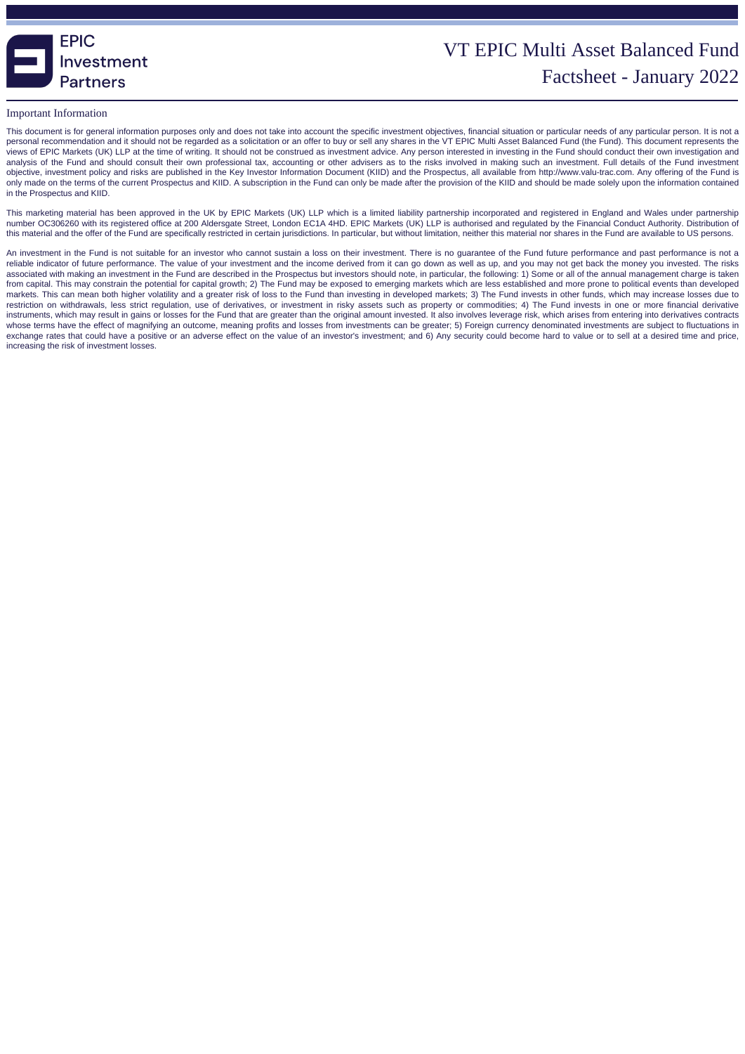# VT EPIC Multi Asset Balanced Fund

## Factsheet - January 2022

EPIC Investment Partners

### Important Information

This document is for general information purposes only and does not take into account the specific investment objectives, financial situation or particular needs of any particular person. It is not a personal recommendation and it should not be regarded as a solicitation or an offer to buy or sell any shares in the VT EPIC Multi Asset Balanced Fund (the Fund). This document represents the views of EPIC Markets (UK) LLP at the time of writing. It should not be construed as investment advice. Any person interested in investing in the Fund should conduct their own investigation and analysis of the Fund and should consult their own professional tax, accounting or other advisers as to the risks involved in making such an investment. Full details of the Fund investment objective, investment policy and risks are published in the Key Investor Information Document (KIID) and the Prospectus, all available from http://www.valu-trac.com. Any offering of the Fund is only made on the terms of the current Prospectus and KIID. A subscription in the Fund can only be made after the provision of the KIID and should be made solely upon the information contained in the Prospectus and KIID.

This marketing material has been approved in the UK by EPIC Markets (UK) LLP which is a limited liability partnership incorporated and registered in England and Wales under partnership number OC306260 with its registered office at 200 Aldersgate Street, London EC1A 4HD. EPIC Markets (UK) LLP is authorised and regulated by the Financial Conduct Authority. Distribution of this material and the offer of the Fund are specifically restricted in certain jurisdictions. In particular, but without limitation, neither this material nor shares in the Fund are available to US persons.

An investment in the Fund is not suitable for an investor who cannot sustain a loss on their investment. There is no guarantee of the Fund future performance and past performance is not a reliable indicator of future performance. The value of your investment and the income derived from it can go down as well as up, and you may not get back the money you invested. The risks associated with making an investment in the Fund are described in the Prospectus but investors should note, in particular, the following: 1) Some or all of the annual management charge is taken from capital. This may constrain the potential for capital growth; 2) The Fund may be exposed to emerging markets which are less established and more prone to political events than developed markets. This can mean both higher volatility and a greater risk of loss to the Fund than investing in developed markets; 3) The Fund invests in other funds, which may increase losses due to restriction on withdrawals, less strict regulation, use of derivatives, or investment in risky assets such as property or commodities; 4) The Fund invests in one or more financial derivative instruments, which may result in gains or losses for the Fund that are greater than the original amount invested. It also involves leverage risk, which arises from entering into derivatives contracts whose terms have the effect of magnifying an outcome, meaning profits and losses from investments can be greater; 5) Foreign currency denominated investments are subject to fluctuations in exchange rates that could have a positive or an adverse effect on the value of an investor's investment; and 6) Any security could become hard to value or to sell at a desired time and price, increasing the risk of investment losses.